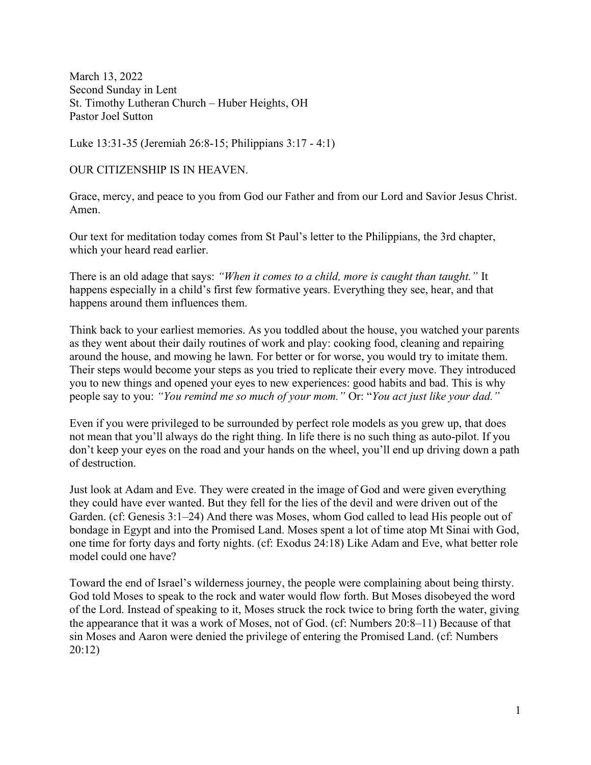March 13, 2022
Second Sunday in Lent
St. Timothy Lutheran Church – Huber Heights, OH
Pastor Joel Sutton

Luke 13:31-35 (Jeremiah 26:8-15; Philippians 3:17 - 4:1)

OUR CITIZENSHIP IS IN HEAVEN.

Grace, mercy, and peace to you from God our Father and from our Lord and Savior Jesus Christ. Amen.

Our text for meditation today comes from St Paul's letter to the Philippians, the 3rd chapter, which your heard read earlier.

There is an old adage that says: *"When it comes to a child, more is caught than taught."* It happens especially in a child's first few formative years. Everything they see, hear, and that happens around them influences them.

Think back to your earliest memories. As you toddled about the house, you watched your parents as they went about their daily routines of work and play: cooking food, cleaning and repairing around the house, and mowing he lawn. For better or for worse, you would try to imitate them. Their steps would become your steps as you tried to replicate their every move. They introduced you to new things and opened your eyes to new experiences: good habits and bad. This is why people say to you: *"You remind me so much of your mom."* Or: "*You act just like your dad."*

Even if you were privileged to be surrounded by perfect role models as you grew up, that does not mean that you'll always do the right thing. In life there is no such thing as auto-pilot. If you don't keep your eyes on the road and your hands on the wheel, you'll end up driving down a path of destruction.

Just look at Adam and Eve. They were created in the image of God and were given everything they could have ever wanted. But they fell for the lies of the devil and were driven out of the Garden. (cf: Genesis 3:1–24) And there was Moses, whom God called to lead His people out of bondage in Egypt and into the Promised Land. Moses spent a lot of time atop Mt Sinai with God, one time for forty days and forty nights. (cf: Exodus 24:18) Like Adam and Eve, what better role model could one have?

Toward the end of Israel's wilderness journey, the people were complaining about being thirsty. God told Moses to speak to the rock and water would flow forth. But Moses disobeyed the word of the Lord. Instead of speaking to it, Moses struck the rock twice to bring forth the water, giving the appearance that it was a work of Moses, not of God. (cf: Numbers 20:8–11) Because of that sin Moses and Aaron were denied the privilege of entering the Promised Land. (cf: Numbers 20:12)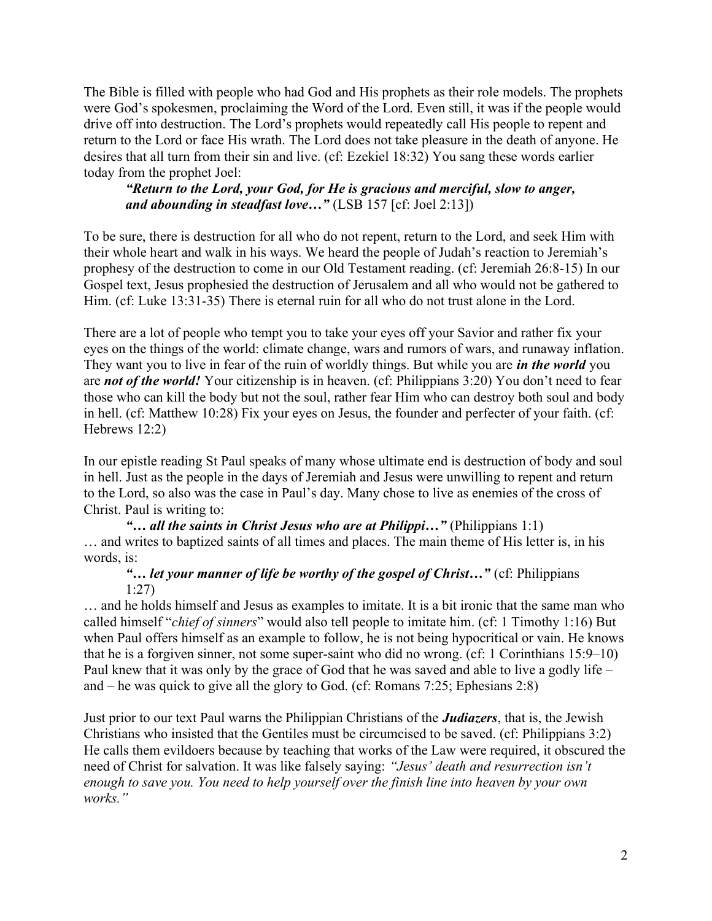The Bible is filled with people who had God and His prophets as their role models. The prophets were God's spokesmen, proclaiming the Word of the Lord. Even still, it was if the people would drive off into destruction. The Lord's prophets would repeatedly call His people to repent and return to the Lord or face His wrath. The Lord does not take pleasure in the death of anyone. He desires that all turn from their sin and live. (cf: Ezekiel 18:32) You sang these words earlier today from the prophet Joel:

> ***"Return to the Lord, your God, for He is gracious and merciful, slow to anger, and abounding in steadfast love…"*** (LSB 157 [cf: Joel 2:13])

To be sure, there is destruction for all who do not repent, return to the Lord, and seek Him with their whole heart and walk in his ways. We heard the people of Judah's reaction to Jeremiah's prophesy of the destruction to come in our Old Testament reading. (cf: Jeremiah 26:8-15) In our Gospel text, Jesus prophesied the destruction of Jerusalem and all who would not be gathered to Him. (cf: Luke 13:31-35) There is eternal ruin for all who do not trust alone in the Lord.

There are a lot of people who tempt you to take your eyes off your Savior and rather fix your eyes on the things of the world: climate change, wars and rumors of wars, and runaway inflation. They want you to live in fear of the ruin of worldly things. But while you are ***in the world*** you are ***not of the world!*** Your citizenship is in heaven. (cf: Philippians 3:20) You don't need to fear those who can kill the body but not the soul, rather fear Him who can destroy both soul and body in hell. (cf: Matthew 10:28) Fix your eyes on Jesus, the founder and perfecter of your faith. (cf: Hebrews 12:2)

In our epistle reading St Paul speaks of many whose ultimate end is destruction of body and soul in hell. Just as the people in the days of Jeremiah and Jesus were unwilling to repent and return to the Lord, so also was the case in Paul's day. Many chose to live as enemies of the cross of Christ. Paul is writing to:

> ***"… all the saints in Christ Jesus who are at Philippi…"*** (Philippians 1:1)

… and writes to baptized saints of all times and places. The main theme of His letter is, in his words, is:

> ***"… let your manner of life be worthy of the gospel of Christ…"*** (cf: Philippians 1:27)

… and he holds himself and Jesus as examples to imitate. It is a bit ironic that the same man who called himself "*chief of sinners*" would also tell people to imitate him. (cf: 1 Timothy 1:16) But when Paul offers himself as an example to follow, he is not being hypocritical or vain. He knows that he is a forgiven sinner, not some super-saint who did no wrong. (cf: 1 Corinthians 15:9–10) Paul knew that it was only by the grace of God that he was saved and able to live a godly life – and – he was quick to give all the glory to God. (cf: Romans 7:25; Ephesians 2:8)

Just prior to our text Paul warns the Philippian Christians of the ***Judiazers***, that is, the Jewish Christians who insisted that the Gentiles must be circumcised to be saved. (cf: Philippians 3:2) He calls them evildoers because by teaching that works of the Law were required, it obscured the need of Christ for salvation. It was like falsely saying: *"Jesus' death and resurrection isn't enough to save you. You need to help yourself over the finish line into heaven by your own works."*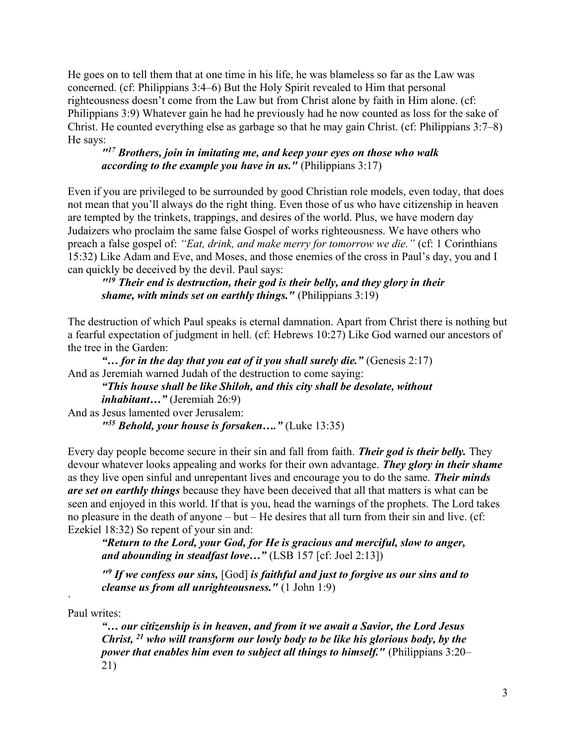He goes on to tell them that at one time in his life, he was blameless so far as the Law was concerned. (cf: Philippians 3:4–6) But the Holy Spirit revealed to Him that personal righteousness doesn't come from the Law but from Christ alone by faith in Him alone. (cf: Philippians 3:9) Whatever gain he had he previously had he now counted as loss for the sake of Christ. He counted everything else as garbage so that he may gain Christ. (cf: Philippians 3:7–8) He says:

> ***"[17] Brothers, join in imitating me, and keep your eyes on those who walk according to the example you have in us."*** (Philippians 3:17)

Even if you are privileged to be surrounded by good Christian role models, even today, that does not mean that you'll always do the right thing. Even those of us who have citizenship in heaven are tempted by the trinkets, trappings, and desires of the world. Plus, we have modern day Judaizers who proclaim the same false Gospel of works righteousness. We have others who preach a false gospel of: *"Eat, drink, and make merry for tomorrow we die."* (cf: 1 Corinthians 15:32) Like Adam and Eve, and Moses, and those enemies of the cross in Paul's day, you and I can quickly be deceived by the devil. Paul says:

> ***"[19] Their end is destruction, their god is their belly, and they glory in their shame, with minds set on earthly things."*** (Philippians 3:19)

The destruction of which Paul speaks is eternal damnation. Apart from Christ there is nothing but a fearful expectation of judgment in hell. (cf: Hebrews 10:27) Like God warned our ancestors of the tree in the Garden:

> ***"… for in the day that you eat of it you shall surely die."*** (Genesis 2:17)

And as Jeremiah warned Judah of the destruction to come saying:

> ***"This house shall be like Shiloh, and this city shall be desolate, without inhabitant…"*** (Jeremiah 26:9)

And as Jesus lamented over Jerusalem:

> ***"[35] Behold, your house is forsaken…."*** (Luke 13:35)

Every day people become secure in their sin and fall from faith. ***Their god is their belly.*** They devour whatever looks appealing and works for their own advantage. ***They glory in their shame*** as they live open sinful and unrepentant lives and encourage you to do the same. ***Their minds are set on earthly things*** because they have been deceived that all that matters is what can be seen and enjoyed in this world. If that is you, head the warnings of the prophets. The Lord takes no pleasure in the death of anyone – but – He desires that all turn from their sin and live. (cf: Ezekiel 18:32) So repent of your sin and:

> ***"Return to the Lord, your God, for He is gracious and merciful, slow to anger, and abounding in steadfast love…"*** (LSB 157 [cf: Joel 2:13])

> ***"[9] If we confess our sins,*** [God] ***is faithful and just to forgive us our sins and to cleanse us from all unrighteousness."*** (1 John 1:9)

`

Paul writes:

> ***"… our citizenship is in heaven, and from it we await a Savior, the Lord Jesus Christ, [21] who will transform our lowly body to be like his glorious body, by the power that enables him even to subject all things to himself."*** (Philippians 3:20–21)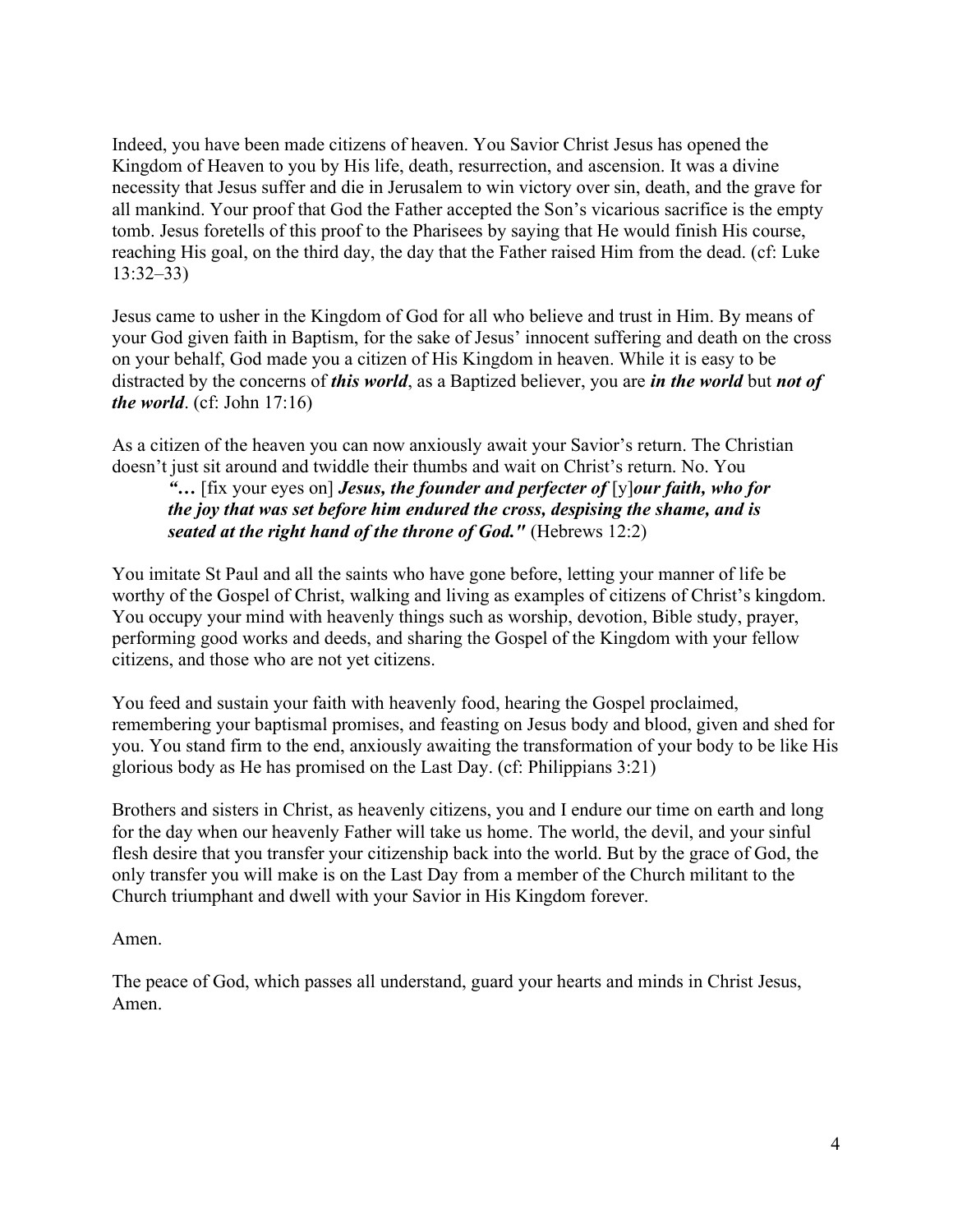Indeed, you have been made citizens of heaven. You Savior Christ Jesus has opened the Kingdom of Heaven to you by His life, death, resurrection, and ascension. It was a divine necessity that Jesus suffer and die in Jerusalem to win victory over sin, death, and the grave for all mankind. Your proof that God the Father accepted the Son's vicarious sacrifice is the empty tomb. Jesus foretells of this proof to the Pharisees by saying that He would finish His course, reaching His goal, on the third day, the day that the Father raised Him from the dead. (cf: Luke 13:32–33)

Jesus came to usher in the Kingdom of God for all who believe and trust in Him. By means of your God given faith in Baptism, for the sake of Jesus' innocent suffering and death on the cross on your behalf, God made you a citizen of His Kingdom in heaven. While it is easy to be distracted by the concerns of ***this world***, as a Baptized believer, you are ***in the world*** but ***not of the world***. (cf: John 17:16)

As a citizen of the heaven you can now anxiously await your Savior's return. The Christian doesn't just sit around and twiddle their thumbs and wait on Christ's return. No. You

> ***"…*** [fix your eyes on] ***Jesus, the founder and perfecter of*** [y]***our faith, who for the joy that was set before him endured the cross, despising the shame, and is seated at the right hand of the throne of God."*** (Hebrews 12:2)

You imitate St Paul and all the saints who have gone before, letting your manner of life be worthy of the Gospel of Christ, walking and living as examples of citizens of Christ's kingdom. You occupy your mind with heavenly things such as worship, devotion, Bible study, prayer, performing good works and deeds, and sharing the Gospel of the Kingdom with your fellow citizens, and those who are not yet citizens.

You feed and sustain your faith with heavenly food, hearing the Gospel proclaimed, remembering your baptismal promises, and feasting on Jesus body and blood, given and shed for you. You stand firm to the end, anxiously awaiting the transformation of your body to be like His glorious body as He has promised on the Last Day. (cf: Philippians 3:21)

Brothers and sisters in Christ, as heavenly citizens, you and I endure our time on earth and long for the day when our heavenly Father will take us home. The world, the devil, and your sinful flesh desire that you transfer your citizenship back into the world. But by the grace of God, the only transfer you will make is on the Last Day from a member of the Church militant to the Church triumphant and dwell with your Savior in His Kingdom forever.

Amen.

The peace of God, which passes all understand, guard your hearts and minds in Christ Jesus, Amen.